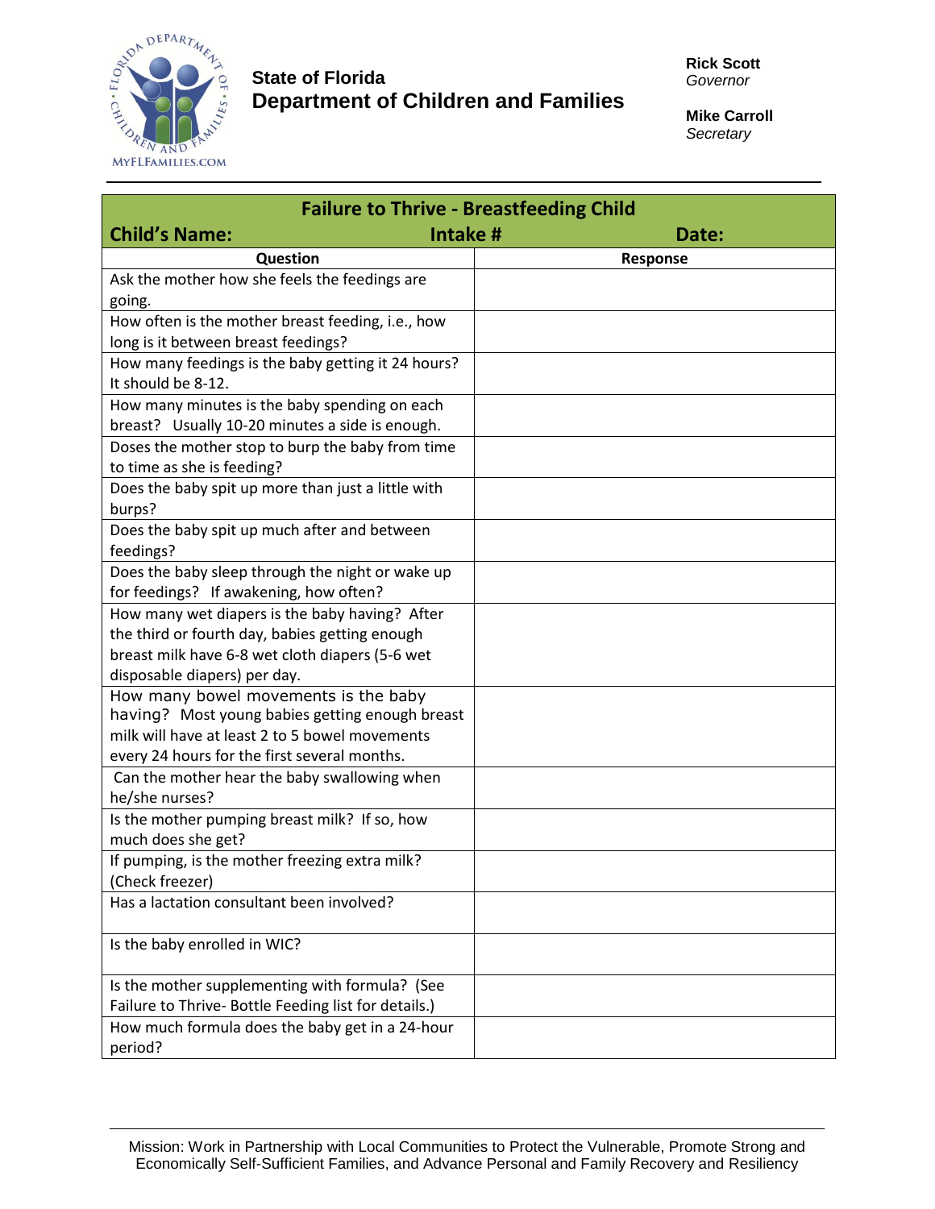# State of Florida
# Department of Children and Families

**Rick Scott**
*Governor*

**Mike Carroll**
*Secretary*

---

| Failure to Thrive - Breastfeeding Child | | |
|---|---|---|
| **Child's Name:** | **Intake #** | **Date:** |

| Question | Response |
|---|---|
| Ask the mother how she feels the feedings are going. | |
| How often is the mother breast feeding, i.e., how long is it between breast feedings? | |
| How many feedings is the baby getting it 24 hours? It should be 8-12. | |
| How many minutes is the baby spending on each breast? Usually 10-20 minutes a side is enough. | |
| Doses the mother stop to burp the baby from time to time as she is feeding? | |
| Does the baby spit up more than just a little with burps? | |
| Does the baby spit up much after and between feedings? | |
| Does the baby sleep through the night or wake up for feedings? If awakening, how often? | |
| How many wet diapers is the baby having? After the third or fourth day, babies getting enough breast milk have 6-8 wet cloth diapers (5-6 wet disposable diapers) per day. | |
| How many bowel movements is the baby having? Most young babies getting enough breast milk will have at least 2 to 5 bowel movements every 24 hours for the first several months. | |
| Can the mother hear the baby swallowing when he/she nurses? | |
| Is the mother pumping breast milk? If so, how much does she get? | |
| If pumping, is the mother freezing extra milk? (Check freezer) | |
| Has a lactation consultant been involved? | |
| Is the baby enrolled in WIC? | |
| Is the mother supplementing with formula? (See Failure to Thrive- Bottle Feeding list for details.) | |
| How much formula does the baby get in a 24-hour period? | |

---

Mission: Work in Partnership with Local Communities to Protect the Vulnerable, Promote Strong and Economically Self-Sufficient Families, and Advance Personal and Family Recovery and Resiliency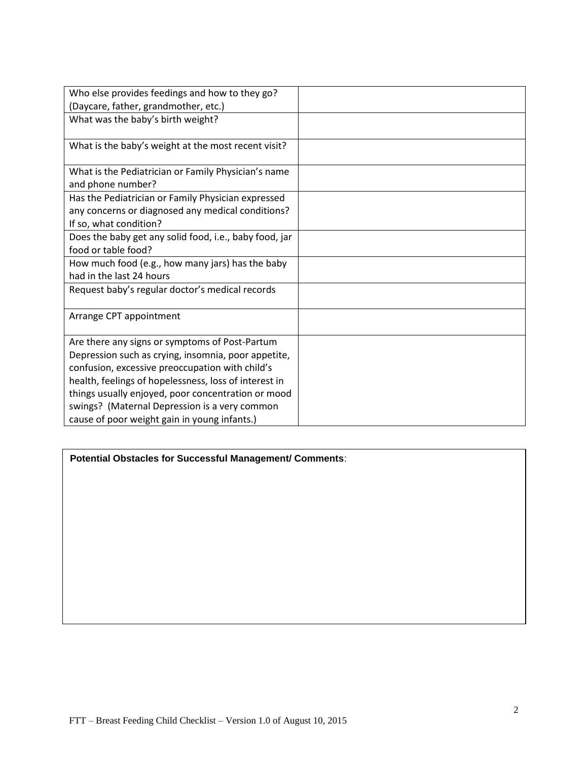| | |
|---|---|
| Who else provides feedings and how to they go? (Daycare, father, grandmother, etc.) | |
| What was the baby's birth weight? | |
| What is the baby's weight at the most recent visit? | |
| What is the Pediatrician or Family Physician's name and phone number? | |
| Has the Pediatrician or Family Physician expressed any concerns or diagnosed any medical conditions? If so, what condition? | |
| Does the baby get any solid food, i.e., baby food, jar food or table food? | |
| How much food (e.g., how many jars) has the baby had in the last 24 hours | |
| Request baby's regular doctor's medical records | |
| Arrange CPT appointment | |
| Are there any signs or symptoms of Post-Partum Depression such as crying, insomnia, poor appetite, confusion, excessive preoccupation with child's health, feelings of hopelessness, loss of interest in things usually enjoyed, poor concentration or mood swings? (Maternal Depression is a very common cause of poor weight gain in young infants.) | |

**Potential Obstacles for Successful Management/ Comments**:

FTT – Breast Feeding Child Checklist – Version 1.0 of August 10, 2015